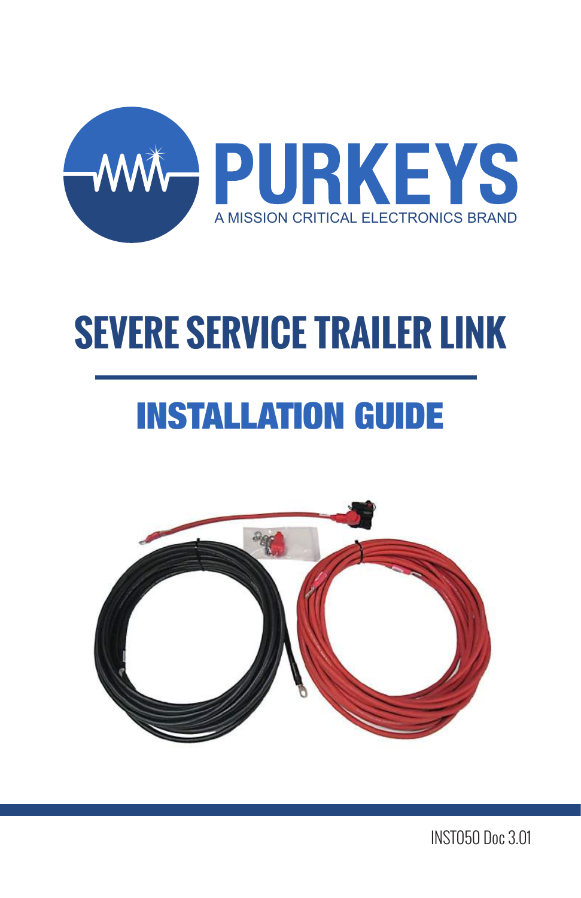PURKEYS

A MISSION CRITICAL ELECTRONICS BRAND

# SEVERE SERVICE TRAILER LINK

## INSTALLATION GUIDE

INST050 Doc 3.01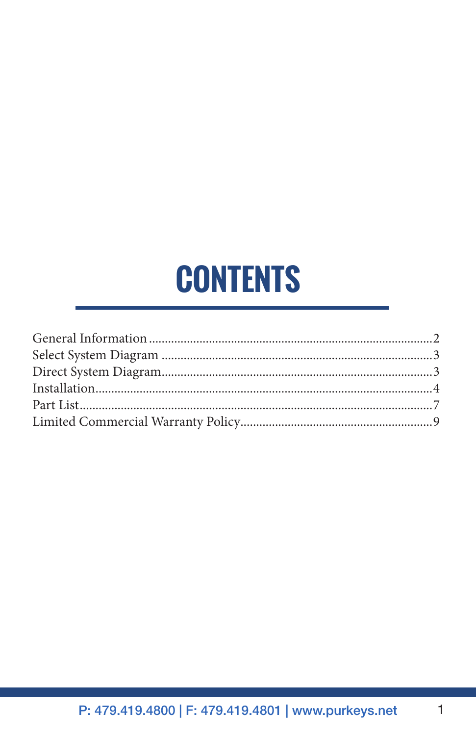# CONTENTS

| | |
|---|---|
| General Information | 2 |
| Select System Diagram | 3 |
| Direct System Diagram | 3 |
| Installation | 4 |
| Part List | 7 |
| Limited Commercial Warranty Policy | 9 |

P: 479.419.4800 | F: 479.419.4801 | www.purkeys.net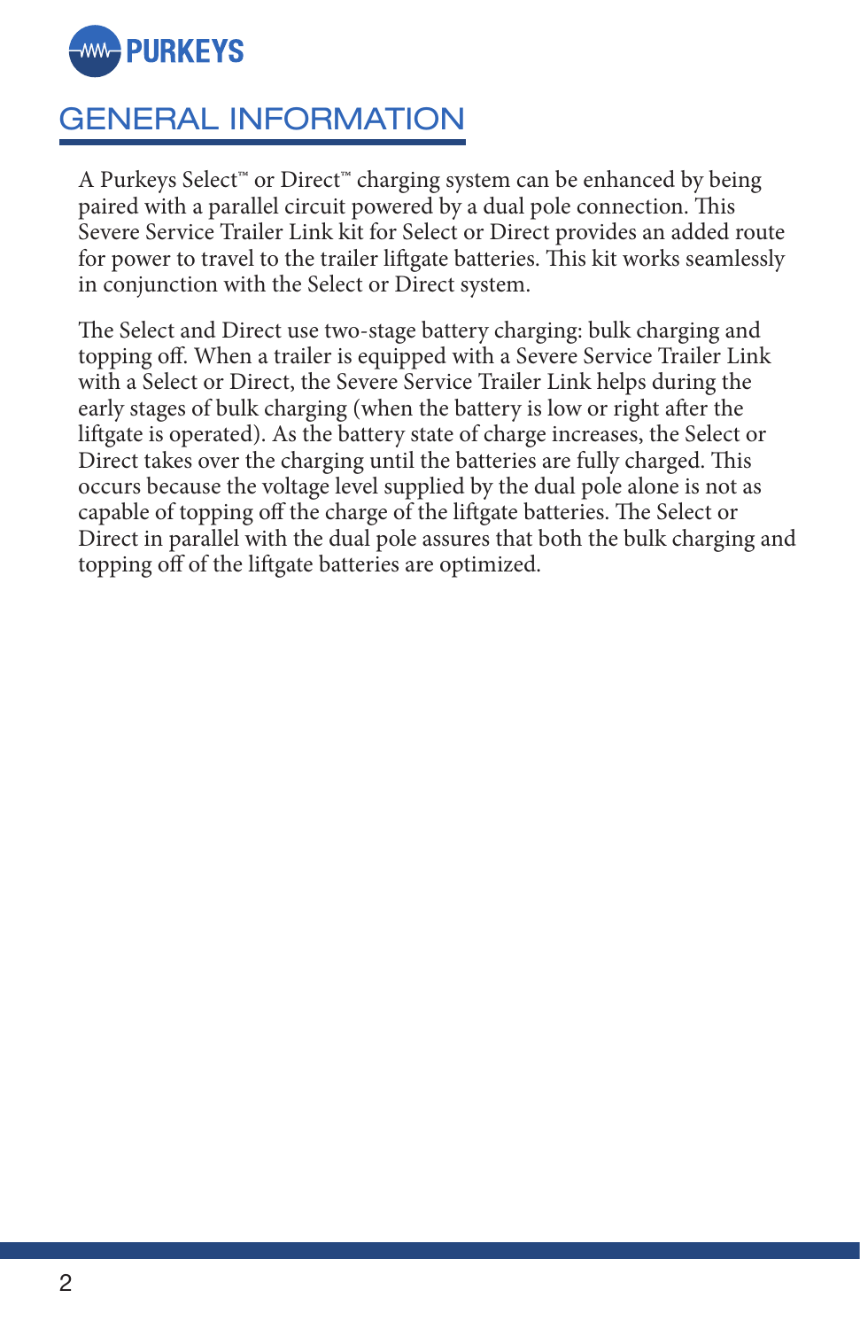# GENERAL INFORMATION

A Purkeys Select™ or Direct™ charging system can be enhanced by being paired with a parallel circuit powered by a dual pole connection. This Severe Service Trailer Link kit for Select or Direct provides an added route for power to travel to the trailer liftgate batteries. This kit works seamlessly in conjunction with the Select or Direct system.

The Select and Direct use two-stage battery charging: bulk charging and topping off. When a trailer is equipped with a Severe Service Trailer Link with a Select or Direct, the Severe Service Trailer Link helps during the early stages of bulk charging (when the battery is low or right after the liftgate is operated). As the battery state of charge increases, the Select or Direct takes over the charging until the batteries are fully charged. This occurs because the voltage level supplied by the dual pole alone is not as capable of topping off the charge of the liftgate batteries. The Select or Direct in parallel with the dual pole assures that both the bulk charging and topping off of the liftgate batteries are optimized.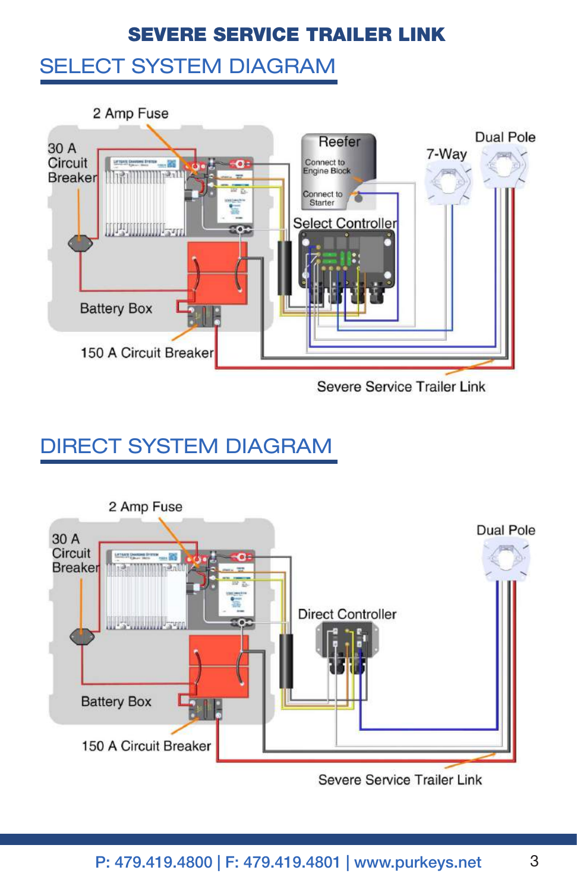# SEVERE SERVICE TRAILER LINK

## SELECT SYSTEM DIAGRAM

2 Amp Fuse

30 A Circuit Breaker

Reefer

Connect to Engine Block

Connect to Starter

7-Way

Dual Pole

Select Controller

Battery Box

150 A Circuit Breaker

Severe Service Trailer Link

## DIRECT SYSTEM DIAGRAM

2 Amp Fuse

30 A Circuit Breaker

Dual Pole

Direct Controller

Battery Box

150 A Circuit Breaker

Severe Service Trailer Link

P: 479.419.4800 | F: 479.419.4801 | www.purkeys.net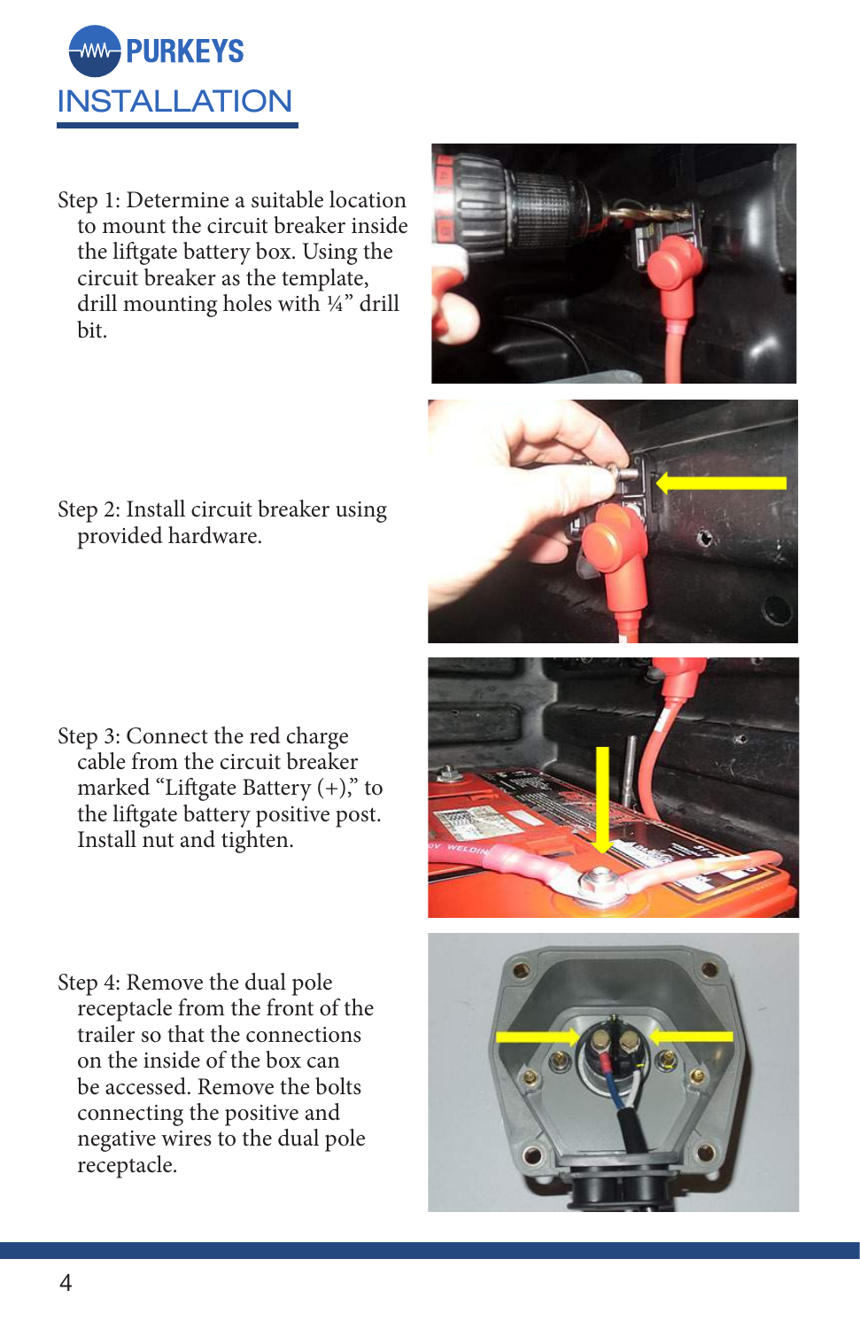PURKEYS

# INSTALLATION

Step 1: Determine a suitable location to mount the circuit breaker inside the liftgate battery box. Using the circuit breaker as the template, drill mounting holes with ¼" drill bit.

Step 2: Install circuit breaker using provided hardware.

Step 3: Connect the red charge cable from the circuit breaker marked "Liftgate Battery (+)," to the liftgate battery positive post. Install nut and tighten.

Step 4: Remove the dual pole receptacle from the front of the trailer so that the connections on the inside of the box can be accessed. Remove the bolts connecting the positive and negative wires to the dual pole receptacle.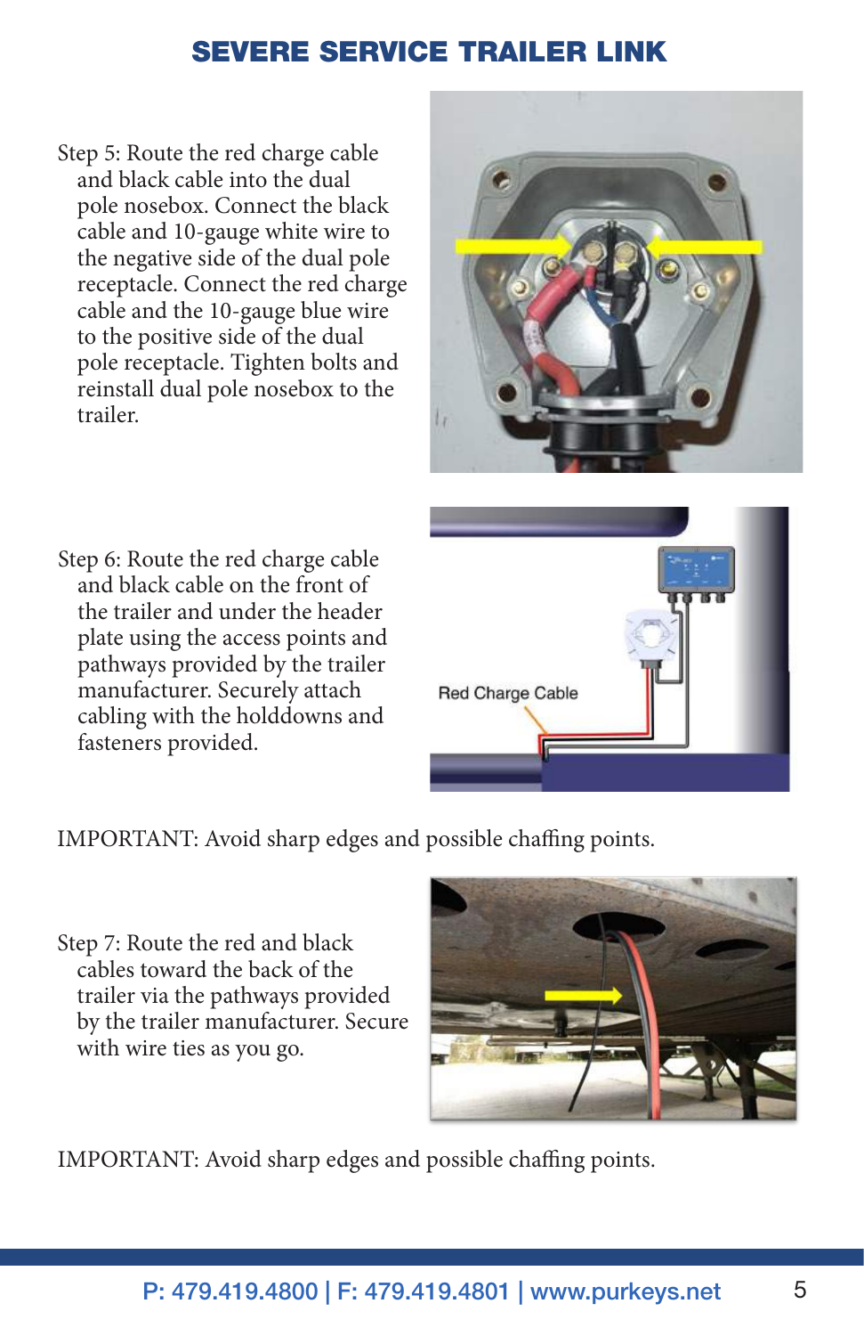# SEVERE SERVICE TRAILER LINK

Step 5: Route the red charge cable and black cable into the dual pole nosebox. Connect the black cable and 10-gauge white wire to the negative side of the dual pole receptacle. Connect the red charge cable and the 10-gauge blue wire to the positive side of the dual pole receptacle. Tighten bolts and reinstall dual pole nosebox to the trailer.

Step 6: Route the red charge cable and black cable on the front of the trailer and under the header plate using the access points and pathways provided by the trailer manufacturer. Securely attach cabling with the holddowns and fasteners provided.

Red Charge Cable

IMPORTANT: Avoid sharp edges and possible chaffing points.

Step 7: Route the red and black cables toward the back of the trailer via the pathways provided by the trailer manufacturer. Secure with wire ties as you go.

IMPORTANT: Avoid sharp edges and possible chaffing points.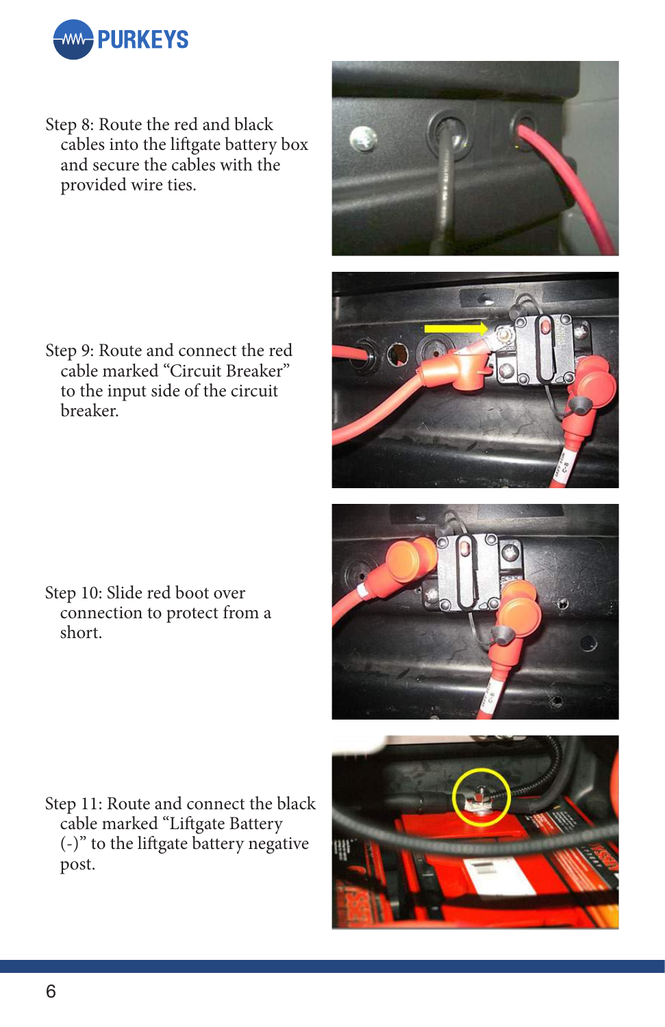Step 8: Route the red and black cables into the liftgate battery box and secure the cables with the provided wire ties.

Step 9: Route and connect the red cable marked “Circuit Breaker” to the input side of the circuit breaker.

Step 10: Slide red boot over connection to protect from a short.

Step 11: Route and connect the black cable marked “Liftgate Battery (-)” to the liftgate battery negative post.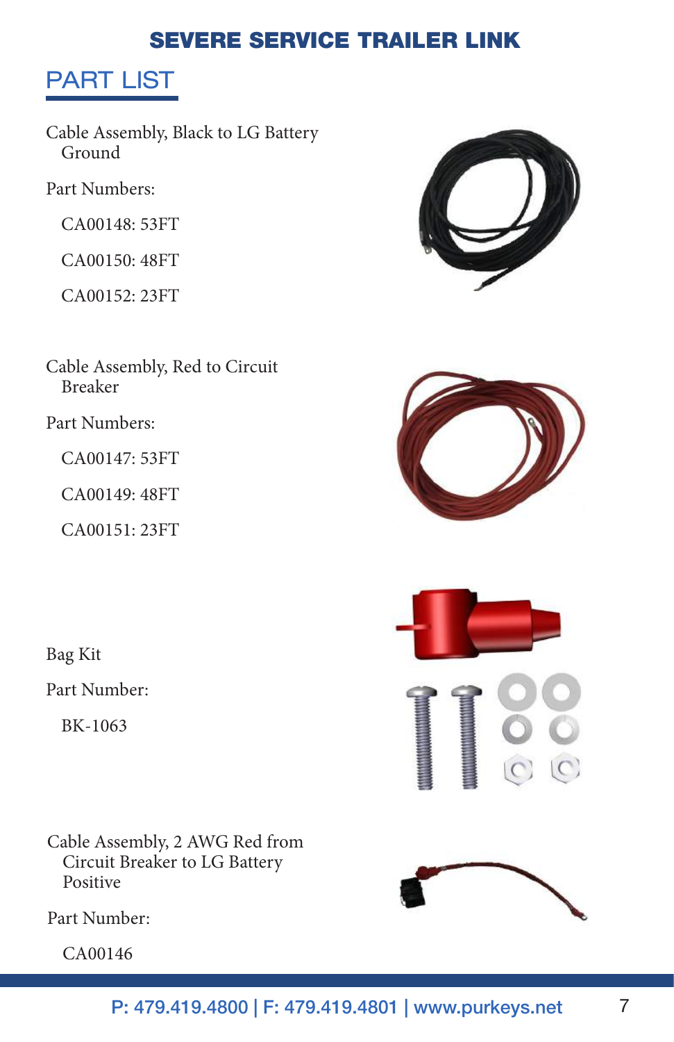# SEVERE SERVICE TRAILER LINK

## PART LIST

Cable Assembly, Black to LG Battery Ground

Part Numbers:

- CA00148: 53FT
- CA00150: 48FT
- CA00152: 23FT

Cable Assembly, Red to Circuit Breaker

Part Numbers:

- CA00147: 53FT
- CA00149: 48FT
- CA00151: 23FT

Bag Kit

Part Number:

- BK-1063

Cable Assembly, 2 AWG Red from Circuit Breaker to LG Battery Positive

Part Number:

- CA00146

P: 479.419.4800 | F: 479.419.4801 | www.purkeys.net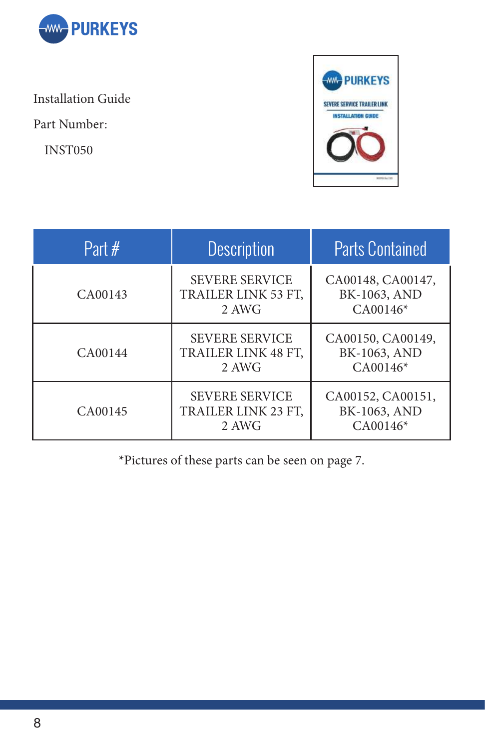Installation Guide

Part Number:

INST050

| Part # | Description | Parts Contained |
| --- | --- | --- |
| CA00143 | SEVERE SERVICE TRAILER LINK 53 FT, 2 AWG | CA00148, CA00147, BK-1063, AND CA00146* |
| CA00144 | SEVERE SERVICE TRAILER LINK 48 FT, 2 AWG | CA00150, CA00149, BK-1063, AND CA00146* |
| CA00145 | SEVERE SERVICE TRAILER LINK 23 FT, 2 AWG | CA00152, CA00151, BK-1063, AND CA00146* |

*Pictures of these parts can be seen on page 7.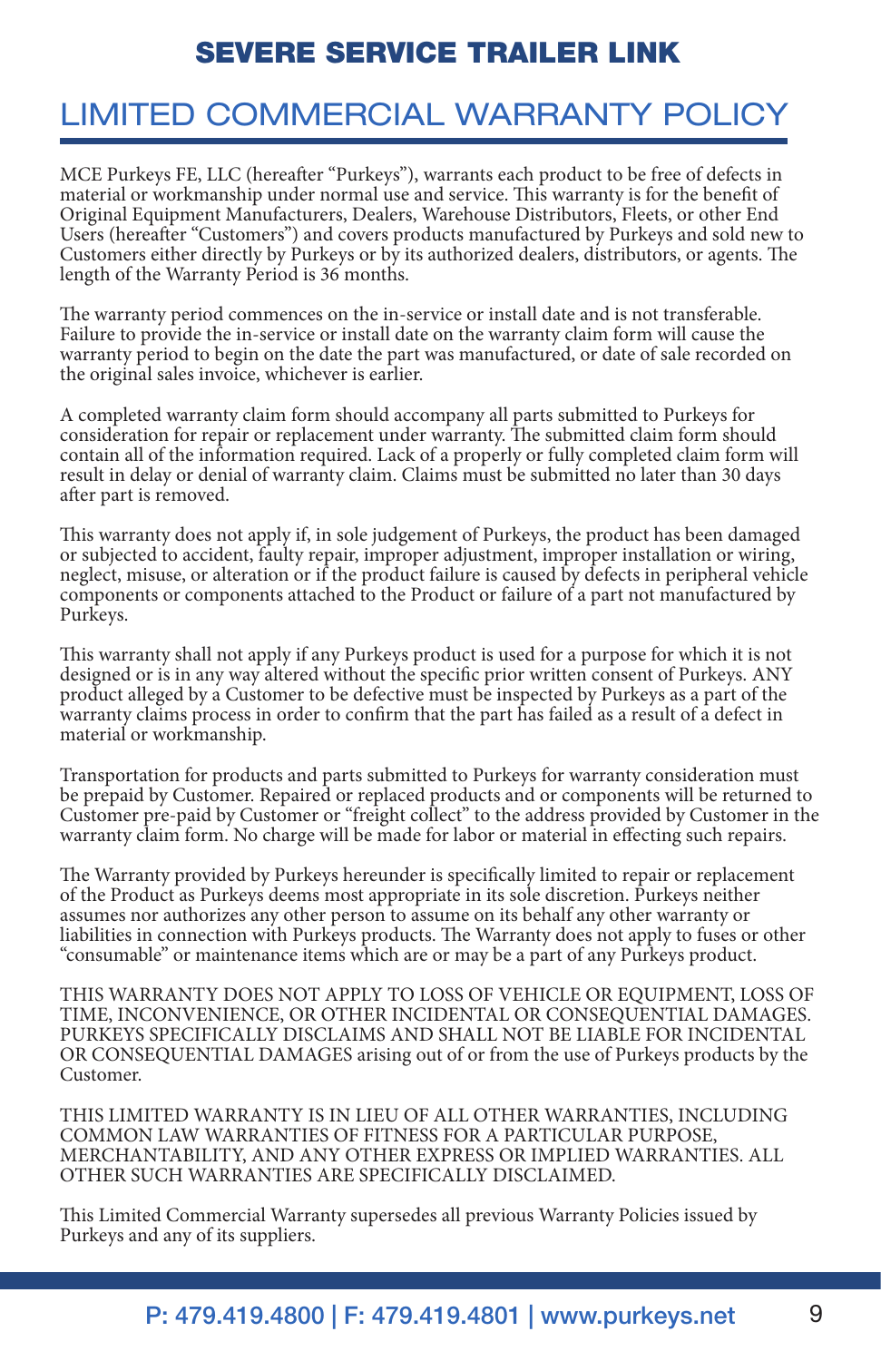# SEVERE SERVICE TRAILER LINK

## LIMITED COMMERCIAL WARRANTY POLICY

MCE Purkeys FE, LLC (hereafter "Purkeys"), warrants each product to be free of defects in material or workmanship under normal use and service. This warranty is for the benefit of Original Equipment Manufacturers, Dealers, Warehouse Distributors, Fleets, or other End Users (hereafter "Customers") and covers products manufactured by Purkeys and sold new to Customers either directly by Purkeys or by its authorized dealers, distributors, or agents. The length of the Warranty Period is 36 months.

The warranty period commences on the in-service or install date and is not transferable. Failure to provide the in-service or install date on the warranty claim form will cause the warranty period to begin on the date the part was manufactured, or date of sale recorded on the original sales invoice, whichever is earlier.

A completed warranty claim form should accompany all parts submitted to Purkeys for consideration for repair or replacement under warranty. The submitted claim form should contain all of the information required. Lack of a properly or fully completed claim form will result in delay or denial of warranty claim. Claims must be submitted no later than 30 days after part is removed.

This warranty does not apply if, in sole judgement of Purkeys, the product has been damaged or subjected to accident, faulty repair, improper adjustment, improper installation or wiring, neglect, misuse, or alteration or if the product failure is caused by defects in peripheral vehicle components or components attached to the Product or failure of a part not manufactured by Purkeys.

This warranty shall not apply if any Purkeys product is used for a purpose for which it is not designed or is in any way altered without the specific prior written consent of Purkeys. ANY product alleged by a Customer to be defective must be inspected by Purkeys as a part of the warranty claims process in order to confirm that the part has failed as a result of a defect in material or workmanship.

Transportation for products and parts submitted to Purkeys for warranty consideration must be prepaid by Customer. Repaired or replaced products and or components will be returned to Customer pre-paid by Customer or "freight collect" to the address provided by Customer in the warranty claim form. No charge will be made for labor or material in effecting such repairs.

The Warranty provided by Purkeys hereunder is specifically limited to repair or replacement of the Product as Purkeys deems most appropriate in its sole discretion. Purkeys neither assumes nor authorizes any other person to assume on its behalf any other warranty or liabilities in connection with Purkeys products. The Warranty does not apply to fuses or other "consumable" or maintenance items which are or may be a part of any Purkeys product.

THIS WARRANTY DOES NOT APPLY TO LOSS OF VEHICLE OR EQUIPMENT, LOSS OF TIME, INCONVENIENCE, OR OTHER INCIDENTAL OR CONSEQUENTIAL DAMAGES. PURKEYS SPECIFICALLY DISCLAIMS AND SHALL NOT BE LIABLE FOR INCIDENTAL OR CONSEQUENTIAL DAMAGES arising out of or from the use of Purkeys products by the Customer.

THIS LIMITED WARRANTY IS IN LIEU OF ALL OTHER WARRANTIES, INCLUDING COMMON LAW WARRANTIES OF FITNESS FOR A PARTICULAR PURPOSE, MERCHANTABILITY, AND ANY OTHER EXPRESS OR IMPLIED WARRANTIES. ALL OTHER SUCH WARRANTIES ARE SPECIFICALLY DISCLAIMED.

This Limited Commercial Warranty supersedes all previous Warranty Policies issued by Purkeys and any of its suppliers.

P: 479.419.4800 | F: 479.419.4801 | www.purkeys.net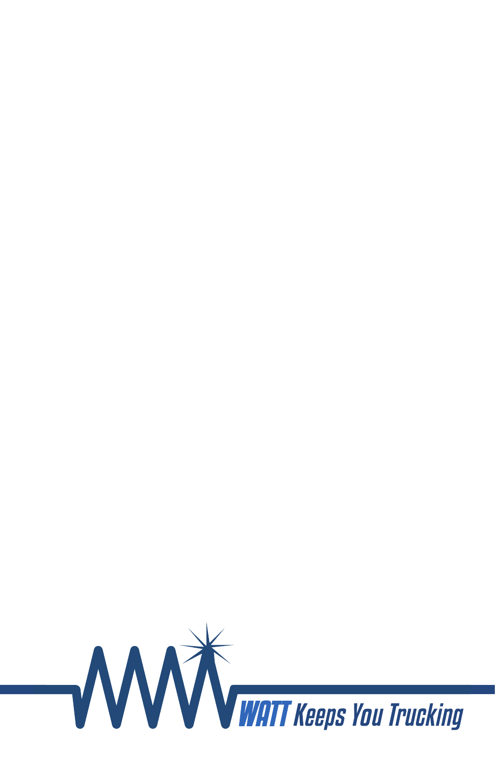WATT Keeps You Trucking